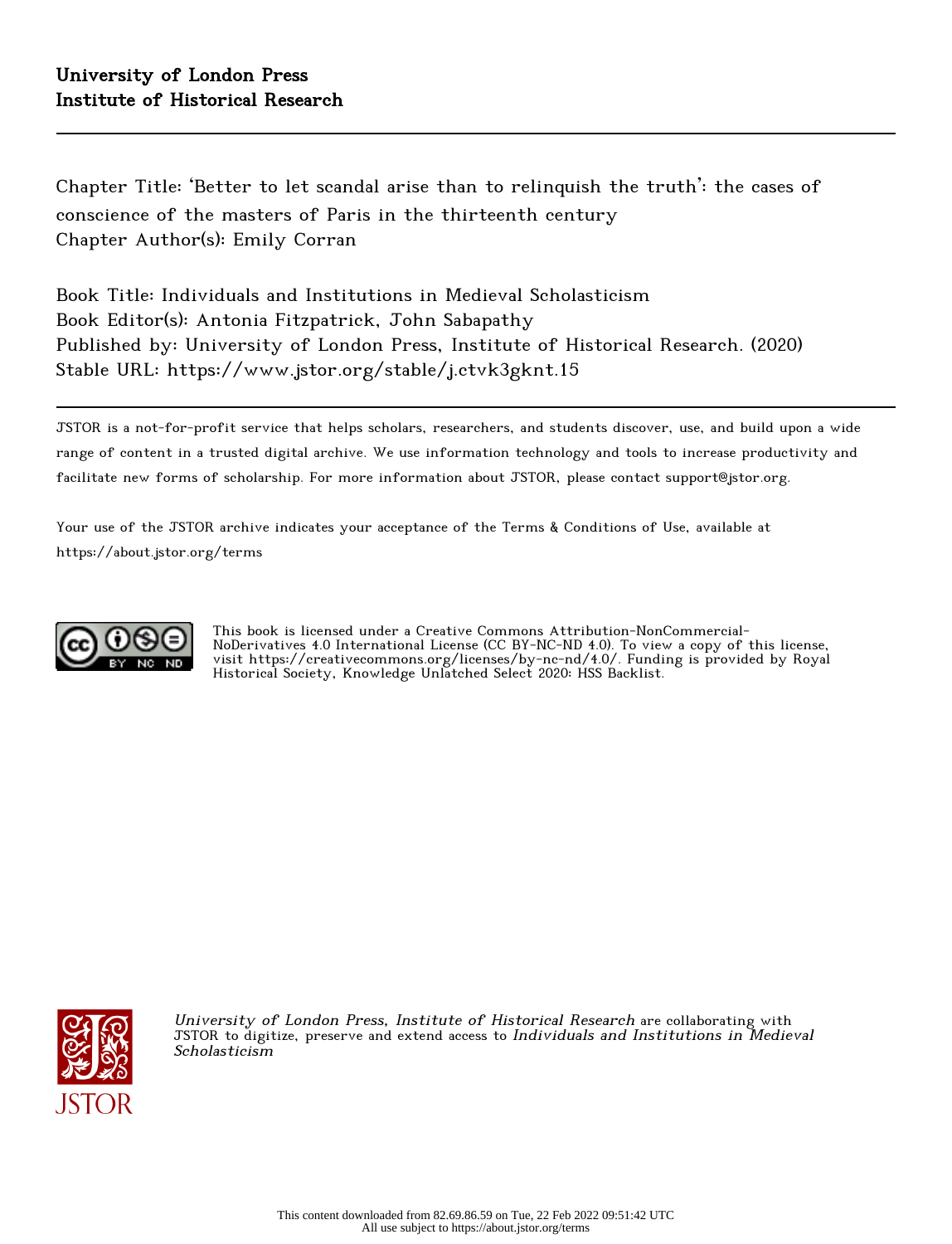**University of London Press**
**Institute of Historical Research**

---

Chapter Title: 'Better to let scandal arise than to relinquish the truth': the cases of conscience of the masters of Paris in the thirteenth century
Chapter Author(s): Emily Corran

Book Title: Individuals and Institutions in Medieval Scholasticism
Book Editor(s): Antonia Fitzpatrick, John Sabapathy
Published by: University of London Press, Institute of Historical Research. (2020)
Stable URL: https://www.jstor.org/stable/j.ctvk3gknt.15

---

JSTOR is a not-for-profit service that helps scholars, researchers, and students discover, use, and build upon a wide range of content in a trusted digital archive. We use information technology and tools to increase productivity and facilitate new forms of scholarship. For more information about JSTOR, please contact support@jstor.org.

Your use of the JSTOR archive indicates your acceptance of the Terms & Conditions of Use, available at https://about.jstor.org/terms

This book is licensed under a Creative Commons Attribution-NonCommercial-NoDerivatives 4.0 International License (CC BY-NC-ND 4.0). To view a copy of this license, visit https://creativecommons.org/licenses/by-nc-nd/4.0/. Funding is provided by Royal Historical Society, Knowledge Unlatched Select 2020: HSS Backlist.

*University of London Press, Institute of Historical Research* are collaborating with JSTOR to digitize, preserve and extend access to *Individuals and Institutions in Medieval Scholasticism*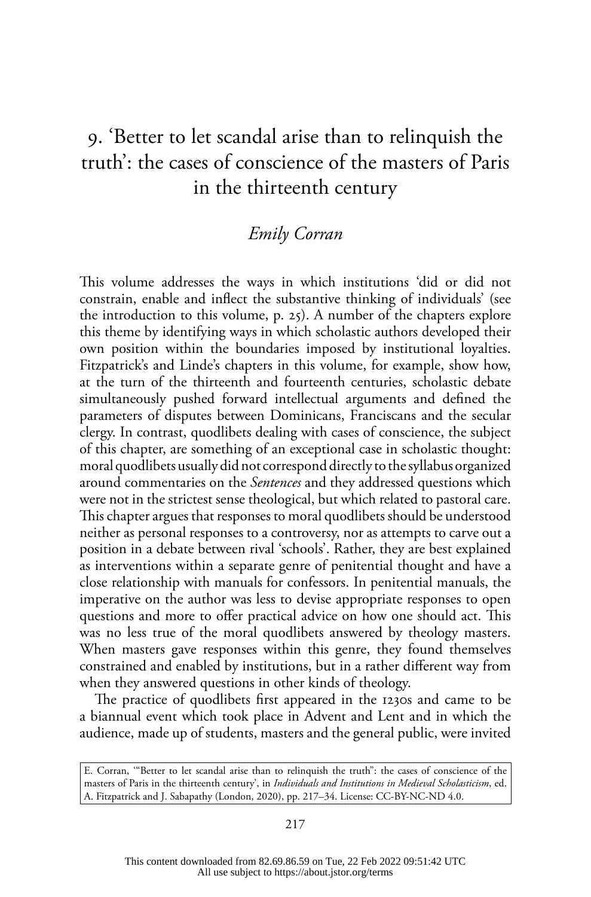# 9. 'Better to let scandal arise than to relinquish the truth': the cases of conscience of the masters of Paris in the thirteenth century

*Emily Corran*

This volume addresses the ways in which institutions 'did or did not constrain, enable and inflect the substantive thinking of individuals' (see the introduction to this volume, p. 25). A number of the chapters explore this theme by identifying ways in which scholastic authors developed their own position within the boundaries imposed by institutional loyalties. Fitzpatrick's and Linde's chapters in this volume, for example, show how, at the turn of the thirteenth and fourteenth centuries, scholastic debate simultaneously pushed forward intellectual arguments and defined the parameters of disputes between Dominicans, Franciscans and the secular clergy. In contrast, quodlibets dealing with cases of conscience, the subject of this chapter, are something of an exceptional case in scholastic thought: moral quodlibets usually did not correspond directly to the syllabus organized around commentaries on the *Sentences* and they addressed questions which were not in the strictest sense theological, but which related to pastoral care. This chapter argues that responses to moral quodlibets should be understood neither as personal responses to a controversy, nor as attempts to carve out a position in a debate between rival 'schools'. Rather, they are best explained as interventions within a separate genre of penitential thought and have a close relationship with manuals for confessors. In penitential manuals, the imperative on the author was less to devise appropriate responses to open questions and more to offer practical advice on how one should act. This was no less true of the moral quodlibets answered by theology masters. When masters gave responses within this genre, they found themselves constrained and enabled by institutions, but in a rather different way from when they answered questions in other kinds of theology.

The practice of quodlibets first appeared in the 1230s and came to be a biannual event which took place in Advent and Lent and in which the audience, made up of students, masters and the general public, were invited

E. Corran, '"Better to let scandal arise than to relinquish the truth": the cases of conscience of the masters of Paris in the thirteenth century', in *Individuals and Institutions in Medieval Scholasticism*, ed. A. Fitzpatrick and J. Sabapathy (London, 2020), pp. 217–34. License: CC-BY-NC-ND 4.0.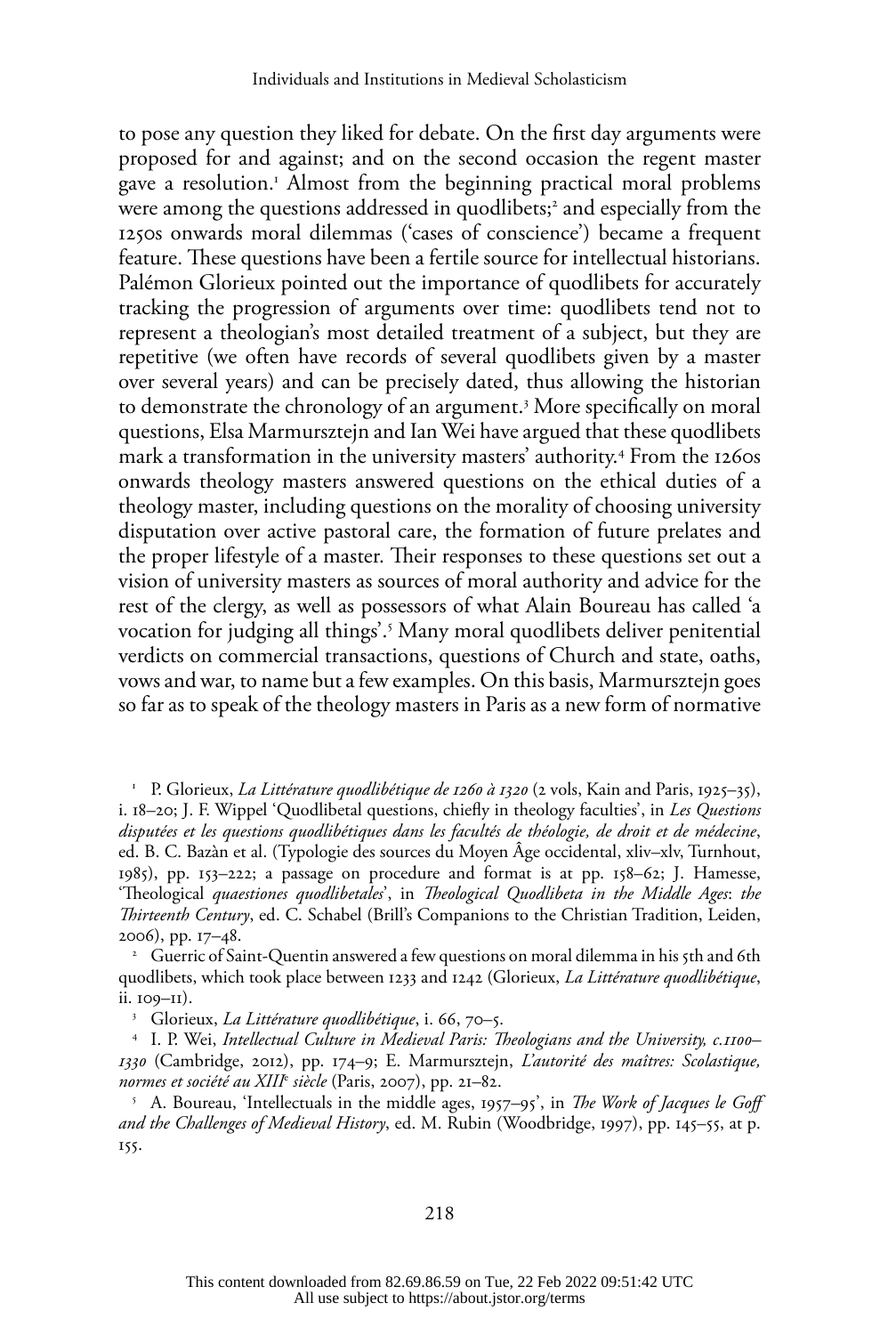to pose any question they liked for debate. On the first day arguments were proposed for and against; and on the second occasion the regent master gave a resolution.[1] Almost from the beginning practical moral problems were among the questions addressed in quodlibets;[2] and especially from the 1250s onwards moral dilemmas ('cases of conscience') became a frequent feature. These questions have been a fertile source for intellectual historians. Palémon Glorieux pointed out the importance of quodlibets for accurately tracking the progression of arguments over time: quodlibets tend not to represent a theologian's most detailed treatment of a subject, but they are repetitive (we often have records of several quodlibets given by a master over several years) and can be precisely dated, thus allowing the historian to demonstrate the chronology of an argument.[3] More specifically on moral questions, Elsa Marmursztejn and Ian Wei have argued that these quodlibets mark a transformation in the university masters' authority.[4] From the 1260s onwards theology masters answered questions on the ethical duties of a theology master, including questions on the morality of choosing university disputation over active pastoral care, the formation of future prelates and the proper lifestyle of a master. Their responses to these questions set out a vision of university masters as sources of moral authority and advice for the rest of the clergy, as well as possessors of what Alain Boureau has called 'a vocation for judging all things'.[5] Many moral quodlibets deliver penitential verdicts on commercial transactions, questions of Church and state, oaths, vows and war, to name but a few examples. On this basis, Marmursztejn goes so far as to speak of the theology masters in Paris as a new form of normative

[1] P. Glorieux, *La Littérature quodlibétique de 1260 à 1320* (2 vols, Kain and Paris, 1925–35), i. 18–20; J. F. Wippel 'Quodlibetal questions, chiefly in theology faculties', in *Les Questions disputées et les questions quodlibétiques dans les facultés de théologie, de droit et de médecine*, ed. B. C. Bazàn et al. (Typologie des sources du Moyen Âge occidental, xliv–xlv, Turnhout, 1985), pp. 153–222; a passage on procedure and format is at pp. 158–62; J. Hamesse, 'Theological *quaestiones quodlibetales*', in *Theological Quodlibeta in the Middle Ages*: *the Thirteenth Century*, ed. C. Schabel (Brill's Companions to the Christian Tradition, Leiden, 2006), pp. 17–48.

[2] Guerric of Saint-Quentin answered a few questions on moral dilemma in his 5th and 6th quodlibets, which took place between 1233 and 1242 (Glorieux, *La Littérature quodlibétique*, ii. 109–11).

[3] Glorieux, *La Littérature quodlibétique*, i. 66, 70–5.

[4] I. P. Wei, *Intellectual Culture in Medieval Paris: Theologians and the University, c.1100–1330* (Cambridge, 2012), pp. 174–9; E. Marmursztejn, *L'autorité des maîtres: Scolastique, normes et société au XIII^e siècle* (Paris, 2007), pp. 21–82.

[5] A. Boureau, 'Intellectuals in the middle ages, 1957–95', in *The Work of Jacques le Goff and the Challenges of Medieval History*, ed. M. Rubin (Woodbridge, 1997), pp. 145–55, at p. 155.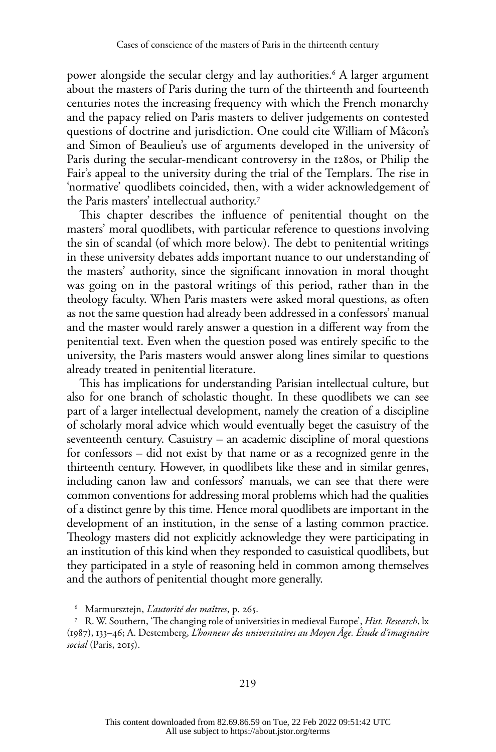power alongside the secular clergy and lay authorities.[6] A larger argument about the masters of Paris during the turn of the thirteenth and fourteenth centuries notes the increasing frequency with which the French monarchy and the papacy relied on Paris masters to deliver judgements on contested questions of doctrine and jurisdiction. One could cite William of Mâcon's and Simon of Beaulieu's use of arguments developed in the university of Paris during the secular-mendicant controversy in the 1280s, or Philip the Fair's appeal to the university during the trial of the Templars. The rise in 'normative' quodlibets coincided, then, with a wider acknowledgement of the Paris masters' intellectual authority.[7]

This chapter describes the influence of penitential thought on the masters' moral quodlibets, with particular reference to questions involving the sin of scandal (of which more below). The debt to penitential writings in these university debates adds important nuance to our understanding of the masters' authority, since the significant innovation in moral thought was going on in the pastoral writings of this period, rather than in the theology faculty. When Paris masters were asked moral questions, as often as not the same question had already been addressed in a confessors' manual and the master would rarely answer a question in a different way from the penitential text. Even when the question posed was entirely specific to the university, the Paris masters would answer along lines similar to questions already treated in penitential literature.

This has implications for understanding Parisian intellectual culture, but also for one branch of scholastic thought. In these quodlibets we can see part of a larger intellectual development, namely the creation of a discipline of scholarly moral advice which would eventually beget the casuistry of the seventeenth century. Casuistry – an academic discipline of moral questions for confessors – did not exist by that name or as a recognized genre in the thirteenth century. However, in quodlibets like these and in similar genres, including canon law and confessors' manuals, we can see that there were common conventions for addressing moral problems which had the qualities of a distinct genre by this time. Hence moral quodlibets are important in the development of an institution, in the sense of a lasting common practice. Theology masters did not explicitly acknowledge they were participating in an institution of this kind when they responded to casuistical quodlibets, but they participated in a style of reasoning held in common among themselves and the authors of penitential thought more generally.

[6] Marmursztejn, *L'autorité des maîtres*, p. 265.

[7] R. W. Southern, 'The changing role of universities in medieval Europe', *Hist. Research*, lx (1987), 133–46; A. Destemberg, *L'honneur des universitaires au Moyen Âge. Étude d'imaginaire social* (Paris, 2015).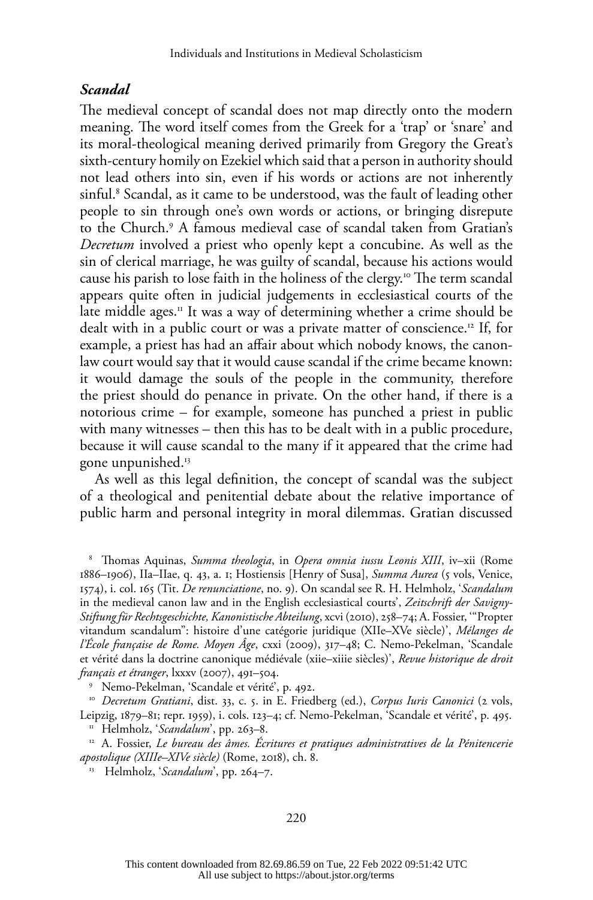## *Scandal*

The medieval concept of scandal does not map directly onto the modern meaning. The word itself comes from the Greek for a 'trap' or 'snare' and its moral-theological meaning derived primarily from Gregory the Great's sixth-century homily on Ezekiel which said that a person in authority should not lead others into sin, even if his words or actions are not inherently sinful.[8] Scandal, as it came to be understood, was the fault of leading other people to sin through one's own words or actions, or bringing disrepute to the Church.[9] A famous medieval case of scandal taken from Gratian's *Decretum* involved a priest who openly kept a concubine. As well as the sin of clerical marriage, he was guilty of scandal, because his actions would cause his parish to lose faith in the holiness of the clergy.[10] The term scandal appears quite often in judicial judgements in ecclesiastical courts of the late middle ages.[11] It was a way of determining whether a crime should be dealt with in a public court or was a private matter of conscience.[12] If, for example, a priest has had an affair about which nobody knows, the canon-law court would say that it would cause scandal if the crime became known: it would damage the souls of the people in the community, therefore the priest should do penance in private. On the other hand, if there is a notorious crime – for example, someone has punched a priest in public with many witnesses – then this has to be dealt with in a public procedure, because it will cause scandal to the many if it appeared that the crime had gone unpunished.[13]

As well as this legal definition, the concept of scandal was the subject of a theological and penitential debate about the relative importance of public harm and personal integrity in moral dilemmas. Gratian discussed

[8] Thomas Aquinas, *Summa theologia*, in *Opera omnia iussu Leonis XIII*, iv–xii (Rome 1886–1906), IIa–IIae, q. 43, a. 1; Hostiensis [Henry of Susa], *Summa Aurea* (5 vols, Venice, 1574), i. col. 165 (Tit. *De renunciatione*, no. 9). On scandal see R. H. Helmholz, '*Scandalum* in the medieval canon law and in the English ecclesiastical courts', *Zeitschrift der Savigny-Stiftung für Rechtsgeschichte, Kanonistische Abteilung*, xcvi (2010), 258–74; A. Fossier, '"Propter vitandum scandalum": histoire d'une catégorie juridique (XIIe–XVe siècle)', *Mélanges de l'École française de Rome. Moyen Âge*, cxxi (2009), 317–48; C. Nemo-Pekelman, 'Scandale et vérité dans la doctrine canonique médiévale (xiie–xiiie siècles)', *Revue historique de droit français et étranger*, lxxxv (2007), 491–504.

[9] Nemo-Pekelman, 'Scandale et vérité', p. 492.

[10] *Decretum Gratiani*, dist. 33, c. 5. in E. Friedberg (ed.), *Corpus Iuris Canonici* (2 vols, Leipzig, 1879–81; repr. 1959), i. cols. 123–4; cf. Nemo-Pekelman, 'Scandale et vérité', p. 495.

[11] Helmholz, '*Scandalum*', pp. 263–8.

[12] A. Fossier, *Le bureau des âmes. Écritures et pratiques administratives de la Pénitencerie apostolique (XIIIe–XIVe siècle)* (Rome, 2018), ch. 8.

[13] Helmholz, '*Scandalum*', pp. 264–7.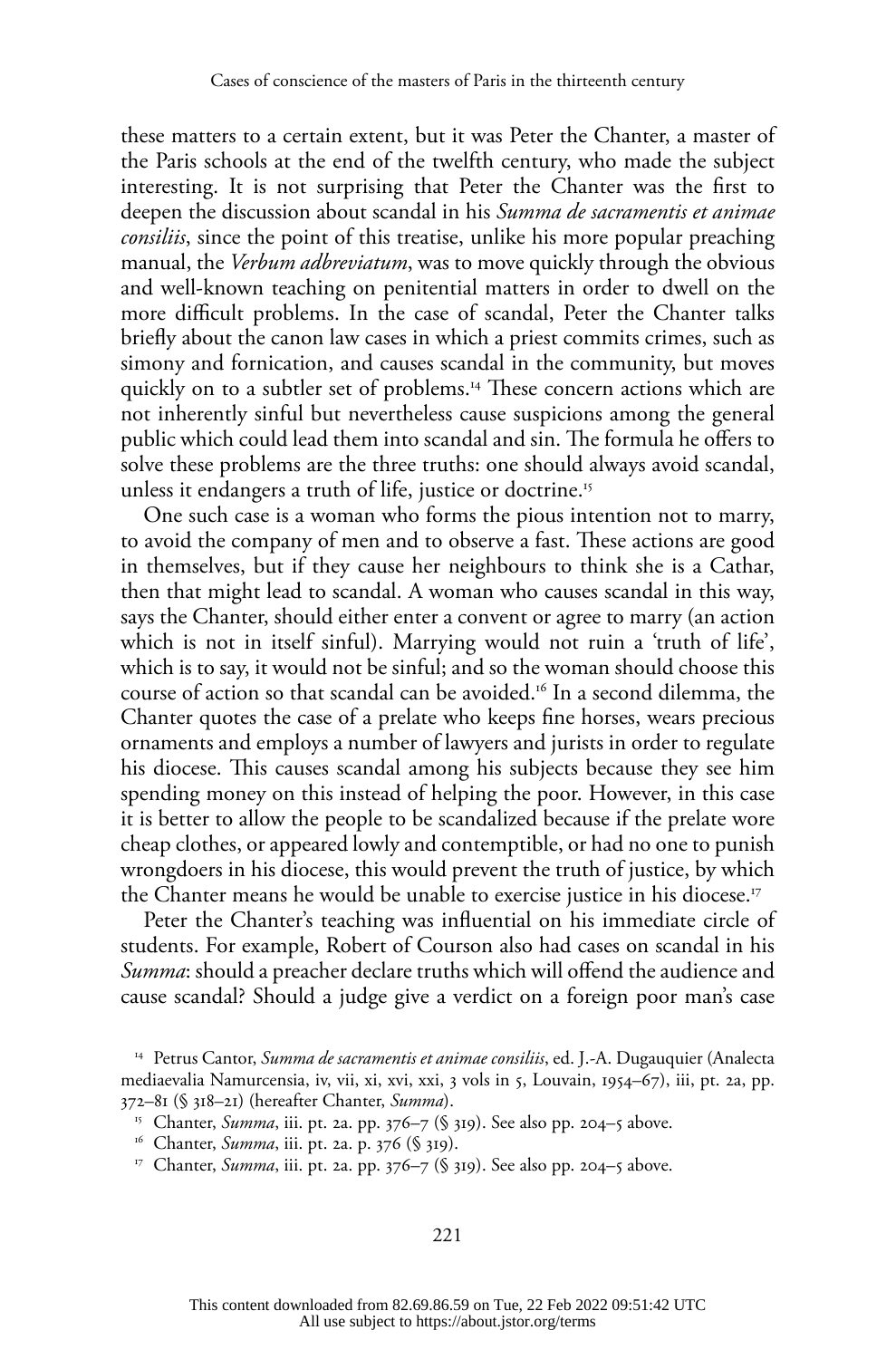these matters to a certain extent, but it was Peter the Chanter, a master of the Paris schools at the end of the twelfth century, who made the subject interesting. It is not surprising that Peter the Chanter was the first to deepen the discussion about scandal in his *Summa de sacramentis et animae consiliis*, since the point of this treatise, unlike his more popular preaching manual, the *Verbum adbreviatum*, was to move quickly through the obvious and well-known teaching on penitential matters in order to dwell on the more difficult problems. In the case of scandal, Peter the Chanter talks briefly about the canon law cases in which a priest commits crimes, such as simony and fornication, and causes scandal in the community, but moves quickly on to a subtler set of problems.[14] These concern actions which are not inherently sinful but nevertheless cause suspicions among the general public which could lead them into scandal and sin. The formula he offers to solve these problems are the three truths: one should always avoid scandal, unless it endangers a truth of life, justice or doctrine.[15]

One such case is a woman who forms the pious intention not to marry, to avoid the company of men and to observe a fast. These actions are good in themselves, but if they cause her neighbours to think she is a Cathar, then that might lead to scandal. A woman who causes scandal in this way, says the Chanter, should either enter a convent or agree to marry (an action which is not in itself sinful). Marrying would not ruin a 'truth of life', which is to say, it would not be sinful; and so the woman should choose this course of action so that scandal can be avoided.[16] In a second dilemma, the Chanter quotes the case of a prelate who keeps fine horses, wears precious ornaments and employs a number of lawyers and jurists in order to regulate his diocese. This causes scandal among his subjects because they see him spending money on this instead of helping the poor. However, in this case it is better to allow the people to be scandalized because if the prelate wore cheap clothes, or appeared lowly and contemptible, or had no one to punish wrongdoers in his diocese, this would prevent the truth of justice, by which the Chanter means he would be unable to exercise justice in his diocese.[17]

Peter the Chanter's teaching was influential on his immediate circle of students. For example, Robert of Courson also had cases on scandal in his *Summa*: should a preacher declare truths which will offend the audience and cause scandal? Should a judge give a verdict on a foreign poor man's case

[14] Petrus Cantor, *Summa de sacramentis et animae consiliis*, ed. J.-A. Dugauquier (Analecta mediaevalia Namurcensia, iv, vii, xi, xvi, xxi, 3 vols in 5, Louvain, 1954–67), iii, pt. 2a, pp. 372–81 (§ 318–21) (hereafter Chanter, *Summa*).

[15] Chanter, *Summa*, iii. pt. 2a. pp. 376–7 (§ 319). See also pp. 204–5 above.

[16] Chanter, *Summa*, iii. pt. 2a. p. 376 (§ 319).

[17] Chanter, *Summa*, iii. pt. 2a. pp. 376–7 (§ 319). See also pp. 204–5 above.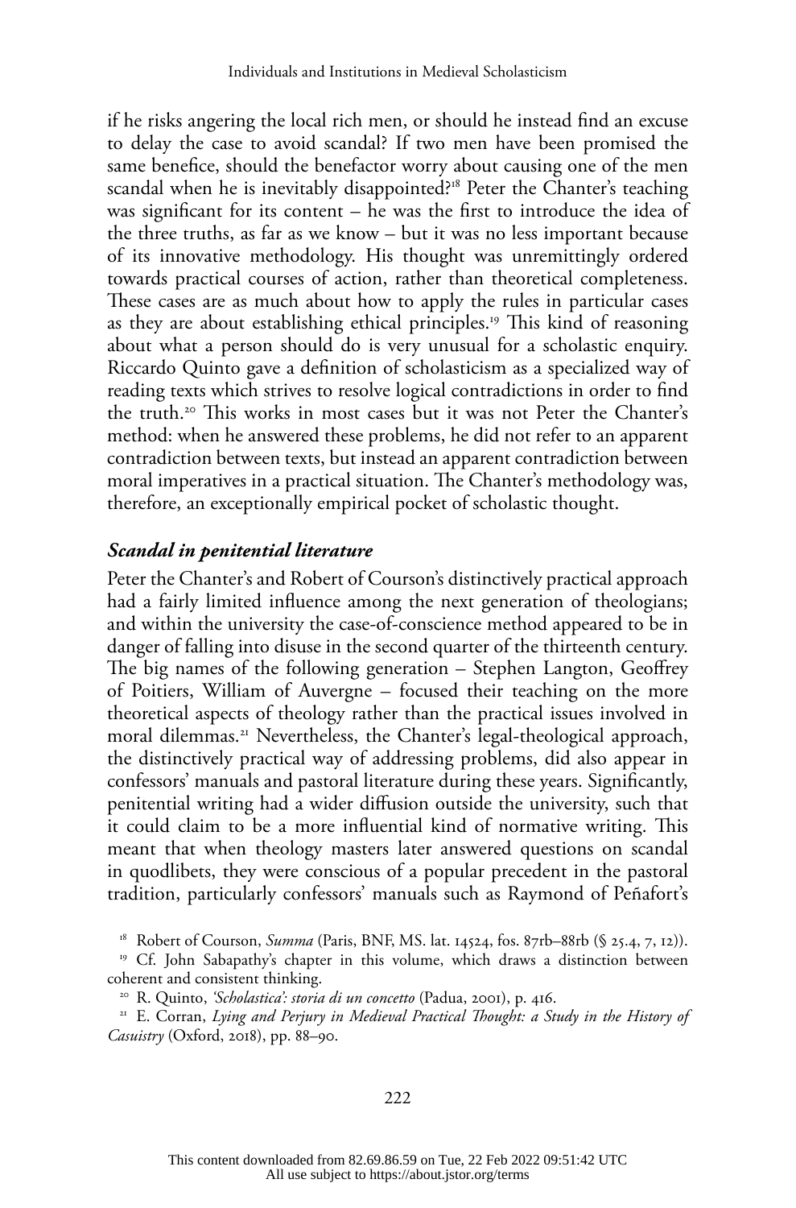if he risks angering the local rich men, or should he instead find an excuse to delay the case to avoid scandal? If two men have been promised the same benefice, should the benefactor worry about causing one of the men scandal when he is inevitably disappointed?[18] Peter the Chanter's teaching was significant for its content – he was the first to introduce the idea of the three truths, as far as we know – but it was no less important because of its innovative methodology. His thought was unremittingly ordered towards practical courses of action, rather than theoretical completeness. These cases are as much about how to apply the rules in particular cases as they are about establishing ethical principles.[19] This kind of reasoning about what a person should do is very unusual for a scholastic enquiry. Riccardo Quinto gave a definition of scholasticism as a specialized way of reading texts which strives to resolve logical contradictions in order to find the truth.[20] This works in most cases but it was not Peter the Chanter's method: when he answered these problems, he did not refer to an apparent contradiction between texts, but instead an apparent contradiction between moral imperatives in a practical situation. The Chanter's methodology was, therefore, an exceptionally empirical pocket of scholastic thought.

### *Scandal in penitential literature*

Peter the Chanter's and Robert of Courson's distinctively practical approach had a fairly limited influence among the next generation of theologians; and within the university the case-of-conscience method appeared to be in danger of falling into disuse in the second quarter of the thirteenth century. The big names of the following generation – Stephen Langton, Geoffrey of Poitiers, William of Auvergne – focused their teaching on the more theoretical aspects of theology rather than the practical issues involved in moral dilemmas.[21] Nevertheless, the Chanter's legal-theological approach, the distinctively practical way of addressing problems, did also appear in confessors' manuals and pastoral literature during these years. Significantly, penitential writing had a wider diffusion outside the university, such that it could claim to be a more influential kind of normative writing. This meant that when theology masters later answered questions on scandal in quodlibets, they were conscious of a popular precedent in the pastoral tradition, particularly confessors' manuals such as Raymond of Peñafort's

[18] Robert of Courson, *Summa* (Paris, BNF, MS. lat. 14524, fos. 87rb–88rb (§ 25.4, 7, 12)).

[19] Cf. John Sabapathy's chapter in this volume, which draws a distinction between coherent and consistent thinking.

[20] R. Quinto, *'Scholastica': storia di un concetto* (Padua, 2001), p. 416.

[21] E. Corran, *Lying and Perjury in Medieval Practical Thought: a Study in the History of Casuistry* (Oxford, 2018), pp. 88–90.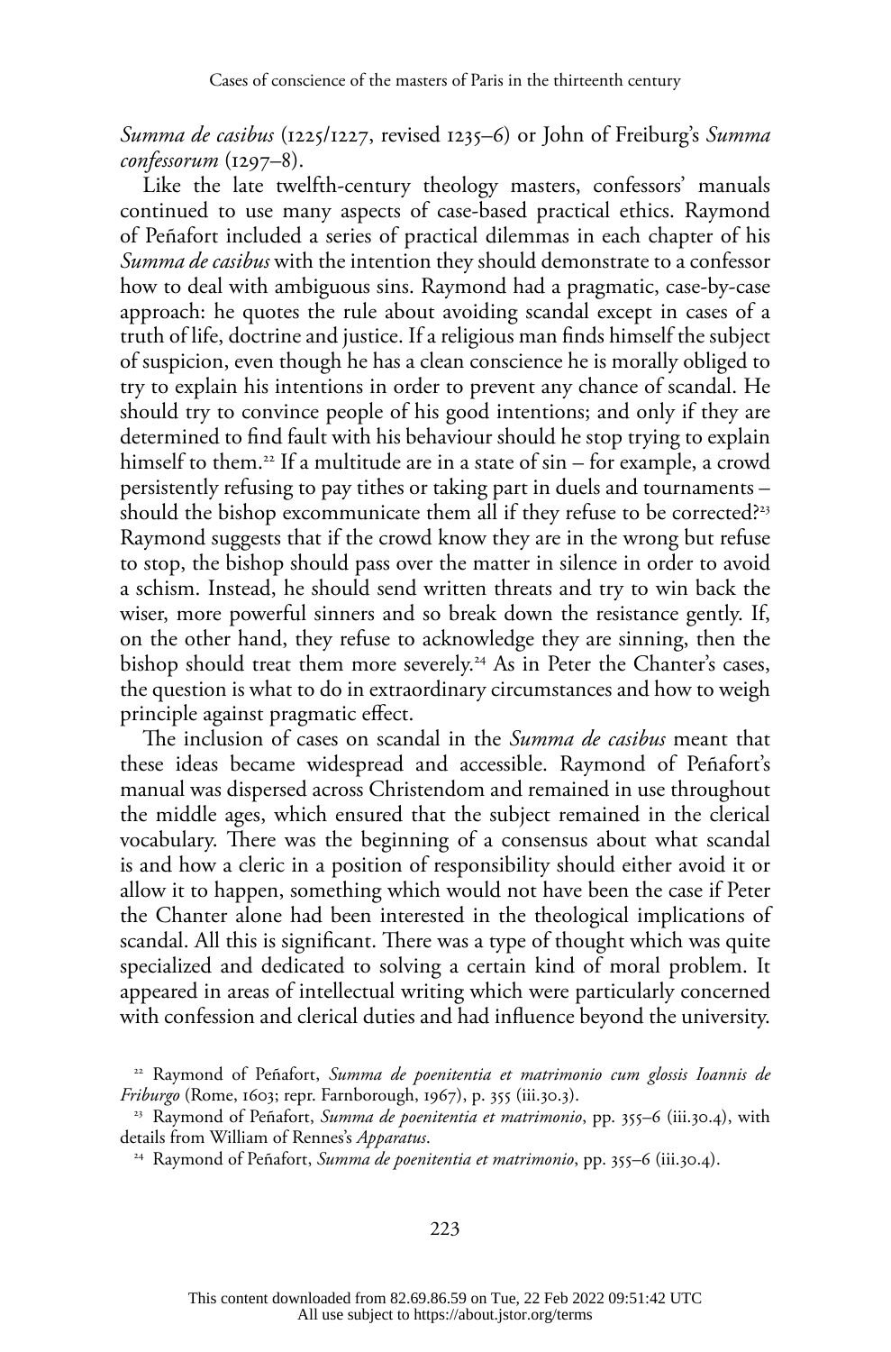*Summa de casibus* (1225/1227, revised 1235–6) or John of Freiburg's *Summa confessorum* (1297–8).

Like the late twelfth-century theology masters, confessors' manuals continued to use many aspects of case-based practical ethics. Raymond of Peñafort included a series of practical dilemmas in each chapter of his *Summa de casibus* with the intention they should demonstrate to a confessor how to deal with ambiguous sins. Raymond had a pragmatic, case-by-case approach: he quotes the rule about avoiding scandal except in cases of a truth of life, doctrine and justice. If a religious man finds himself the subject of suspicion, even though he has a clean conscience he is morally obliged to try to explain his intentions in order to prevent any chance of scandal. He should try to convince people of his good intentions; and only if they are determined to find fault with his behaviour should he stop trying to explain himself to them.[22] If a multitude are in a state of sin – for example, a crowd persistently refusing to pay tithes or taking part in duels and tournaments – should the bishop excommunicate them all if they refuse to be corrected?[23] Raymond suggests that if the crowd know they are in the wrong but refuse to stop, the bishop should pass over the matter in silence in order to avoid a schism. Instead, he should send written threats and try to win back the wiser, more powerful sinners and so break down the resistance gently. If, on the other hand, they refuse to acknowledge they are sinning, then the bishop should treat them more severely.[24] As in Peter the Chanter's cases, the question is what to do in extraordinary circumstances and how to weigh principle against pragmatic effect.

The inclusion of cases on scandal in the *Summa de casibus* meant that these ideas became widespread and accessible. Raymond of Peñafort's manual was dispersed across Christendom and remained in use throughout the middle ages, which ensured that the subject remained in the clerical vocabulary. There was the beginning of a consensus about what scandal is and how a cleric in a position of responsibility should either avoid it or allow it to happen, something which would not have been the case if Peter the Chanter alone had been interested in the theological implications of scandal. All this is significant. There was a type of thought which was quite specialized and dedicated to solving a certain kind of moral problem. It appeared in areas of intellectual writing which were particularly concerned with confession and clerical duties and had influence beyond the university.

[22] Raymond of Peñafort, *Summa de poenitentia et matrimonio cum glossis Ioannis de Friburgo* (Rome, 1603; repr. Farnborough, 1967), p. 355 (iii.30.3).

[23] Raymond of Peñafort, *Summa de poenitentia et matrimonio*, pp. 355–6 (iii.30.4), with details from William of Rennes's *Apparatus*.

[24] Raymond of Peñafort, *Summa de poenitentia et matrimonio*, pp. 355–6 (iii.30.4).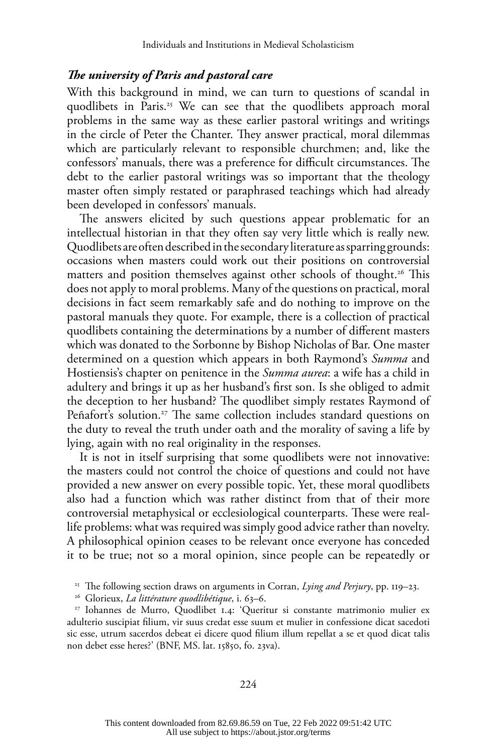## *The university of Paris and pastoral care*

With this background in mind, we can turn to questions of scandal in quodlibets in Paris.[25] We can see that the quodlibets approach moral problems in the same way as these earlier pastoral writings and writings in the circle of Peter the Chanter. They answer practical, moral dilemmas which are particularly relevant to responsible churchmen; and, like the confessors' manuals, there was a preference for difficult circumstances. The debt to the earlier pastoral writings was so important that the theology master often simply restated or paraphrased teachings which had already been developed in confessors' manuals.

The answers elicited by such questions appear problematic for an intellectual historian in that they often say very little which is really new. Quodlibets are often described in the secondary literature as sparring grounds: occasions when masters could work out their positions on controversial matters and position themselves against other schools of thought.[26] This does not apply to moral problems. Many of the questions on practical, moral decisions in fact seem remarkably safe and do nothing to improve on the pastoral manuals they quote. For example, there is a collection of practical quodlibets containing the determinations by a number of different masters which was donated to the Sorbonne by Bishop Nicholas of Bar. One master determined on a question which appears in both Raymond's *Summa* and Hostiensis's chapter on penitence in the *Summa aurea*: a wife has a child in adultery and brings it up as her husband's first son. Is she obliged to admit the deception to her husband? The quodlibet simply restates Raymond of Peñafort's solution.[27] The same collection includes standard questions on the duty to reveal the truth under oath and the morality of saving a life by lying, again with no real originality in the responses.

It is not in itself surprising that some quodlibets were not innovative: the masters could not control the choice of questions and could not have provided a new answer on every possible topic. Yet, these moral quodlibets also had a function which was rather distinct from that of their more controversial metaphysical or ecclesiological counterparts. These were real-life problems: what was required was simply good advice rather than novelty. A philosophical opinion ceases to be relevant once everyone has conceded it to be true; not so a moral opinion, since people can be repeatedly or

[25] The following section draws on arguments in Corran, *Lying and Perjury*, pp. 119–23.

[26] Glorieux, *La littérature quodlibétique*, i. 63–6.

[27] Iohannes de Murro, Quodlibet 1.4: 'Queritur si constante matrimonio mulier ex adulterio suscipiat filium, vir suus credat esse suum et mulier in confessione dicat sacedoti sic esse, utrum sacerdos debeat ei dicere quod filium illum repellat a se et quod dicat talis non debet esse heres?' (BNF, MS. lat. 15850, fo. 23va).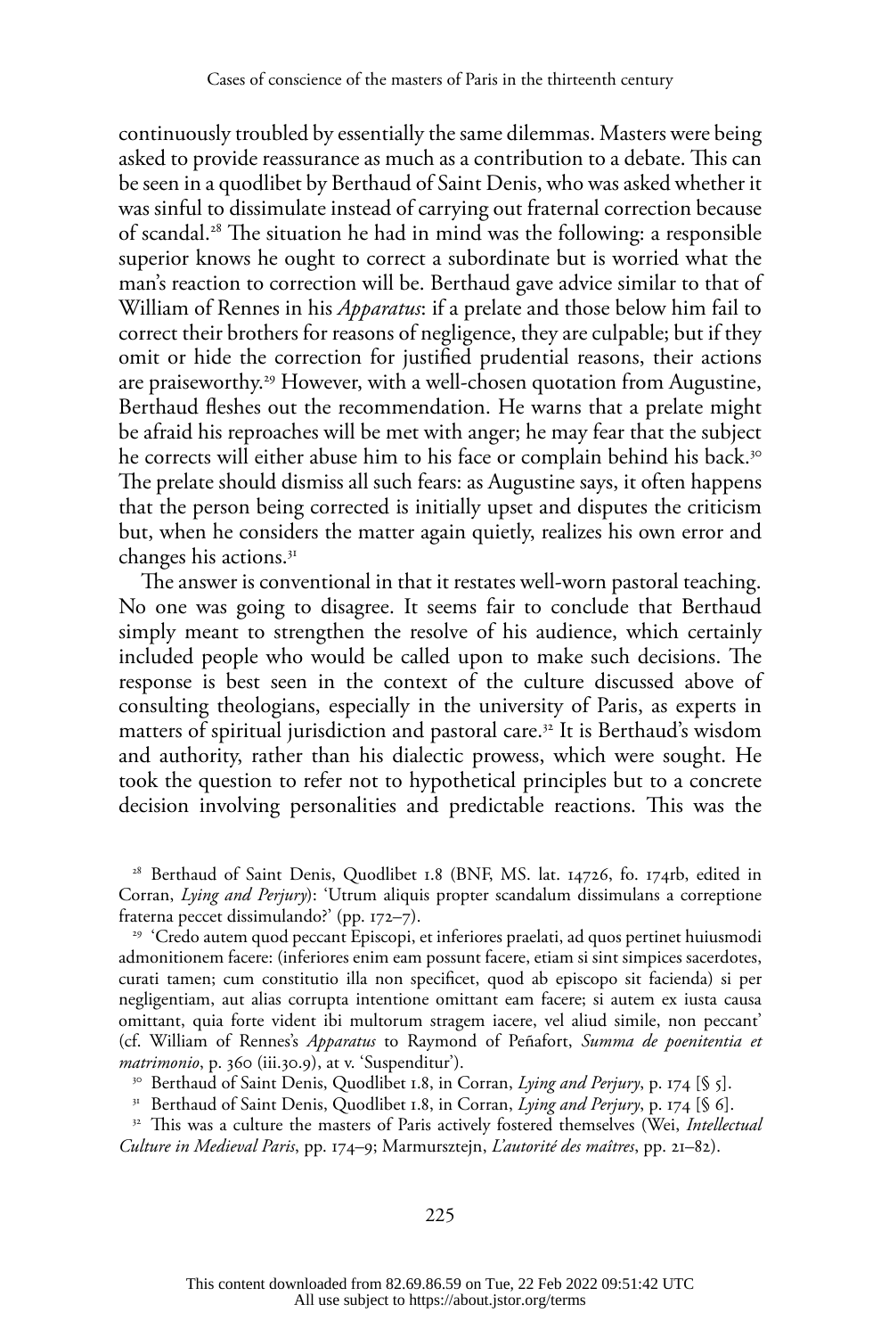continuously troubled by essentially the same dilemmas. Masters were being asked to provide reassurance as much as a contribution to a debate. This can be seen in a quodlibet by Berthaud of Saint Denis, who was asked whether it was sinful to dissimulate instead of carrying out fraternal correction because of scandal.[28] The situation he had in mind was the following: a responsible superior knows he ought to correct a subordinate but is worried what the man's reaction to correction will be. Berthaud gave advice similar to that of William of Rennes in his *Apparatus*: if a prelate and those below him fail to correct their brothers for reasons of negligence, they are culpable; but if they omit or hide the correction for justified prudential reasons, their actions are praiseworthy.[29] However, with a well-chosen quotation from Augustine, Berthaud fleshes out the recommendation. He warns that a prelate might be afraid his reproaches will be met with anger; he may fear that the subject he corrects will either abuse him to his face or complain behind his back.[30] The prelate should dismiss all such fears: as Augustine says, it often happens that the person being corrected is initially upset and disputes the criticism but, when he considers the matter again quietly, realizes his own error and changes his actions.[31]

The answer is conventional in that it restates well-worn pastoral teaching. No one was going to disagree. It seems fair to conclude that Berthaud simply meant to strengthen the resolve of his audience, which certainly included people who would be called upon to make such decisions. The response is best seen in the context of the culture discussed above of consulting theologians, especially in the university of Paris, as experts in matters of spiritual jurisdiction and pastoral care.[32] It is Berthaud's wisdom and authority, rather than his dialectic prowess, which were sought. He took the question to refer not to hypothetical principles but to a concrete decision involving personalities and predictable reactions. This was the

[28] Berthaud of Saint Denis, Quodlibet 1.8 (BNF, MS. lat. 14726, fo. 174rb, edited in Corran, *Lying and Perjury*): 'Utrum aliquis propter scandalum dissimulans a correptione fraterna peccet dissimulando?' (pp. 172–7).

[29] 'Credo autem quod peccant Episcopi, et inferiores praelati, ad quos pertinet huiusmodi admonitionem facere: (inferiores enim eam possunt facere, etiam si sint simpices sacerdotes, curati tamen; cum constitutio illa non specificet, quod ab episcopo sit facienda) si per negligentiam, aut alias corrupta intentione omittant eam facere; si autem ex iusta causa omittant, quia forte vident ibi multorum stragem iacere, vel aliud simile, non peccant' (cf. William of Rennes's *Apparatus* to Raymond of Peñafort, *Summa de poenitentia et matrimonio*, p. 360 (iii.30.9), at v. 'Suspenditur').

[30] Berthaud of Saint Denis, Quodlibet 1.8, in Corran, *Lying and Perjury*, p. 174 [§ 5].

[31] Berthaud of Saint Denis, Quodlibet 1.8, in Corran, *Lying and Perjury*, p. 174 [§ 6].

[32] This was a culture the masters of Paris actively fostered themselves (Wei, *Intellectual Culture in Medieval Paris*, pp. 174–9; Marmursztejn, *L'autorité des maîtres*, pp. 21–82).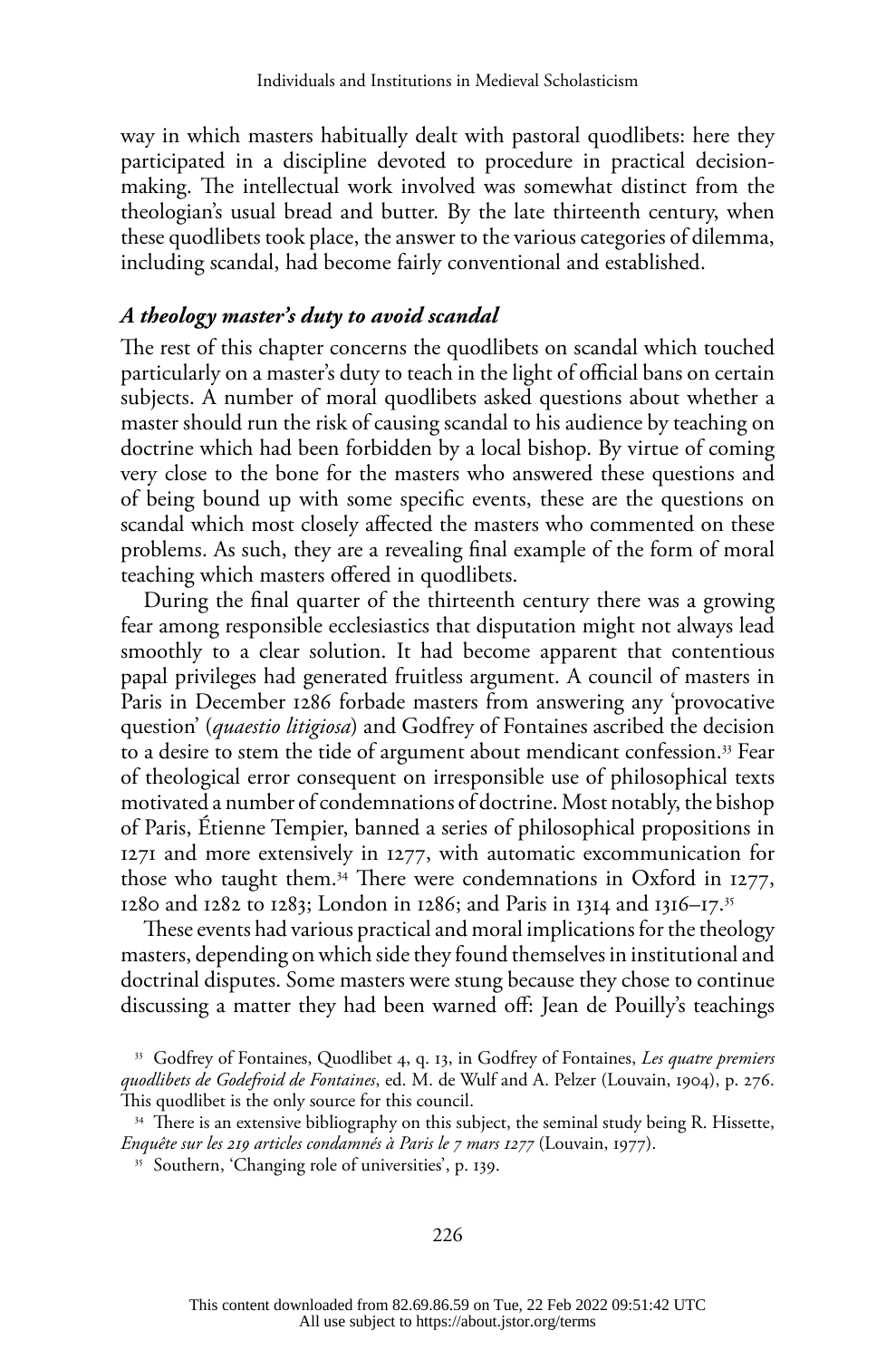way in which masters habitually dealt with pastoral quodlibets: here they participated in a discipline devoted to procedure in practical decision-making. The intellectual work involved was somewhat distinct from the theologian's usual bread and butter. By the late thirteenth century, when these quodlibets took place, the answer to the various categories of dilemma, including scandal, had become fairly conventional and established.

### *A theology master's duty to avoid scandal*

The rest of this chapter concerns the quodlibets on scandal which touched particularly on a master's duty to teach in the light of official bans on certain subjects. A number of moral quodlibets asked questions about whether a master should run the risk of causing scandal to his audience by teaching on doctrine which had been forbidden by a local bishop. By virtue of coming very close to the bone for the masters who answered these questions and of being bound up with some specific events, these are the questions on scandal which most closely affected the masters who commented on these problems. As such, they are a revealing final example of the form of moral teaching which masters offered in quodlibets.

During the final quarter of the thirteenth century there was a growing fear among responsible ecclesiastics that disputation might not always lead smoothly to a clear solution. It had become apparent that contentious papal privileges had generated fruitless argument. A council of masters in Paris in December 1286 forbade masters from answering any 'provocative question' (*quaestio litigiosa*) and Godfrey of Fontaines ascribed the decision to a desire to stem the tide of argument about mendicant confession.[33] Fear of theological error consequent on irresponsible use of philosophical texts motivated a number of condemnations of doctrine. Most notably, the bishop of Paris, Étienne Tempier, banned a series of philosophical propositions in 1271 and more extensively in 1277, with automatic excommunication for those who taught them.[34] There were condemnations in Oxford in 1277, 1280 and 1282 to 1283; London in 1286; and Paris in 1314 and 1316–17.[35]

These events had various practical and moral implications for the theology masters, depending on which side they found themselves in institutional and doctrinal disputes. Some masters were stung because they chose to continue discussing a matter they had been warned off: Jean de Pouilly's teachings

[33] Godfrey of Fontaines, Quodlibet 4, q. 13, in Godfrey of Fontaines, *Les quatre premiers quodlibets de Godefroid de Fontaines*, ed. M. de Wulf and A. Pelzer (Louvain, 1904), p. 276. This quodlibet is the only source for this council.

[34] There is an extensive bibliography on this subject, the seminal study being R. Hissette, *Enquête sur les 219 articles condamnés à Paris le 7 mars 1277* (Louvain, 1977).

[35] Southern, 'Changing role of universities', p. 139.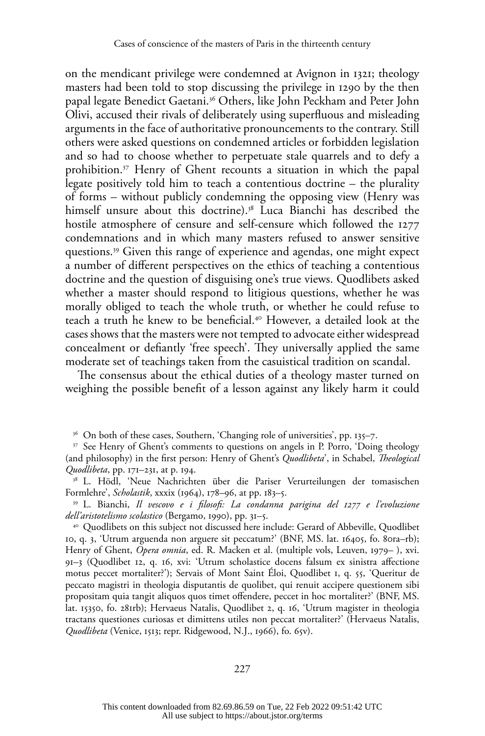on the mendicant privilege were condemned at Avignon in 1321; theology masters had been told to stop discussing the privilege in 1290 by the then papal legate Benedict Gaetani.[36] Others, like John Peckham and Peter John Olivi, accused their rivals of deliberately using superfluous and misleading arguments in the face of authoritative pronouncements to the contrary. Still others were asked questions on condemned articles or forbidden legislation and so had to choose whether to perpetuate stale quarrels and to defy a prohibition.[37] Henry of Ghent recounts a situation in which the papal legate positively told him to teach a contentious doctrine – the plurality of forms – without publicly condemning the opposing view (Henry was himself unsure about this doctrine).[38] Luca Bianchi has described the hostile atmosphere of censure and self-censure which followed the 1277 condemnations and in which many masters refused to answer sensitive questions.[39] Given this range of experience and agendas, one might expect a number of different perspectives on the ethics of teaching a contentious doctrine and the question of disguising one's true views. Quodlibets asked whether a master should respond to litigious questions, whether he was morally obliged to teach the whole truth, or whether he could refuse to teach a truth he knew to be beneficial.[40] However, a detailed look at the cases shows that the masters were not tempted to advocate either widespread concealment or defiantly 'free speech'. They universally applied the same moderate set of teachings taken from the casuistical tradition on scandal.

The consensus about the ethical duties of a theology master turned on weighing the possible benefit of a lesson against any likely harm it could

[36] On both of these cases, Southern, 'Changing role of universities', pp. 135–7.

[37] See Henry of Ghent's comments to questions on angels in P. Porro, 'Doing theology (and philosophy) in the first person: Henry of Ghent's *Quodlibeta*', in Schabel, *Theological Quodlibeta*, pp. 171–231, at p. 194.

[38] L. Hödl, 'Neue Nachrichten über die Pariser Verurteilungen der tomasischen Formlehre', *Scholastik*, xxxix (1964), 178–96, at pp. 183–5.

[39] L. Bianchi, *Il vescovo e i filosofi: La condanna parigina del 1277 e l'evoluzione dell'aristotelismo scolastico* (Bergamo, 1990), pp. 31–5.

[40] Quodlibets on this subject not discussed here include: Gerard of Abbeville, Quodlibet 10, q. 3, 'Utrum arguenda non arguere sit peccatum?' (BNF, MS. lat. 16405, fo. 80ra–rb); Henry of Ghent, *Opera omnia*, ed. R. Macken et al. (multiple vols, Leuven, 1979– ), xvi. 91–3 (Quodlibet 12, q. 16, xvi: 'Utrum scholastice docens falsum ex sinistra affectione motus peccet mortaliter?'); Servais of Mont Saint Éloi, Quodlibet 1, q. 55, 'Queritur de peccato magistri in theologia disputantis de quolibet, qui renuit accipere questionem sibi propositam quia tangit aliquos quos timet offendere, peccet in hoc mortaliter?' (BNF, MS. lat. 15350, fo. 281rb); Hervaeus Natalis, Quodlibet 2, q. 16, 'Utrum magister in theologia tractans questiones curiosas et dimittens utiles non peccat mortaliter?' (Hervaeus Natalis, *Quodlibeta* (Venice, 1513; repr. Ridgewood, N.J., 1966), fo. 65v).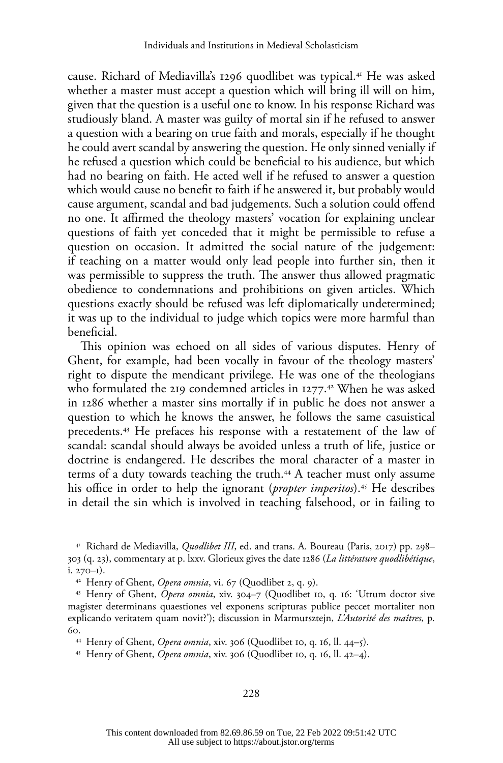cause. Richard of Mediavilla's 1296 quodlibet was typical.[41] He was asked whether a master must accept a question which will bring ill will on him, given that the question is a useful one to know. In his response Richard was studiously bland. A master was guilty of mortal sin if he refused to answer a question with a bearing on true faith and morals, especially if he thought he could avert scandal by answering the question. He only sinned venially if he refused a question which could be beneficial to his audience, but which had no bearing on faith. He acted well if he refused to answer a question which would cause no benefit to faith if he answered it, but probably would cause argument, scandal and bad judgements. Such a solution could offend no one. It affirmed the theology masters' vocation for explaining unclear questions of faith yet conceded that it might be permissible to refuse a question on occasion. It admitted the social nature of the judgement: if teaching on a matter would only lead people into further sin, then it was permissible to suppress the truth. The answer thus allowed pragmatic obedience to condemnations and prohibitions on given articles. Which questions exactly should be refused was left diplomatically undetermined; it was up to the individual to judge which topics were more harmful than beneficial.

This opinion was echoed on all sides of various disputes. Henry of Ghent, for example, had been vocally in favour of the theology masters' right to dispute the mendicant privilege. He was one of the theologians who formulated the 219 condemned articles in 1277.[42] When he was asked in 1286 whether a master sins mortally if in public he does not answer a question to which he knows the answer, he follows the same casuistical precedents.[43] He prefaces his response with a restatement of the law of scandal: scandal should always be avoided unless a truth of life, justice or doctrine is endangered. He describes the moral character of a master in terms of a duty towards teaching the truth.[44] A teacher must only assume his office in order to help the ignorant (*propter imperitos*).[45] He describes in detail the sin which is involved in teaching falsehood, or in failing to

[41] Richard de Mediavilla, *Quodlibet III*, ed. and trans. A. Boureau (Paris, 2017) pp. 298–303 (q. 23), commentary at p. lxxv. Glorieux gives the date 1286 (*La littérature quodlibétique*, i. 270–1).

[42] Henry of Ghent, *Opera omnia*, vi. 67 (Quodlibet 2, q. 9).

[43] Henry of Ghent, *Opera omnia*, xiv. 304–7 (Quodlibet 10, q. 16: 'Utrum doctor sive magister determinans quaestiones vel exponens scripturas publice peccet mortaliter non explicando veritatem quam novit?'); discussion in Marmursztejn, *L'Autorité des maîtres*, p. 60.

[44] Henry of Ghent, *Opera omnia*, xiv. 306 (Quodlibet 10, q. 16, ll. 44–5).

[45] Henry of Ghent, *Opera omnia*, xiv. 306 (Quodlibet 10, q. 16, ll. 42–4).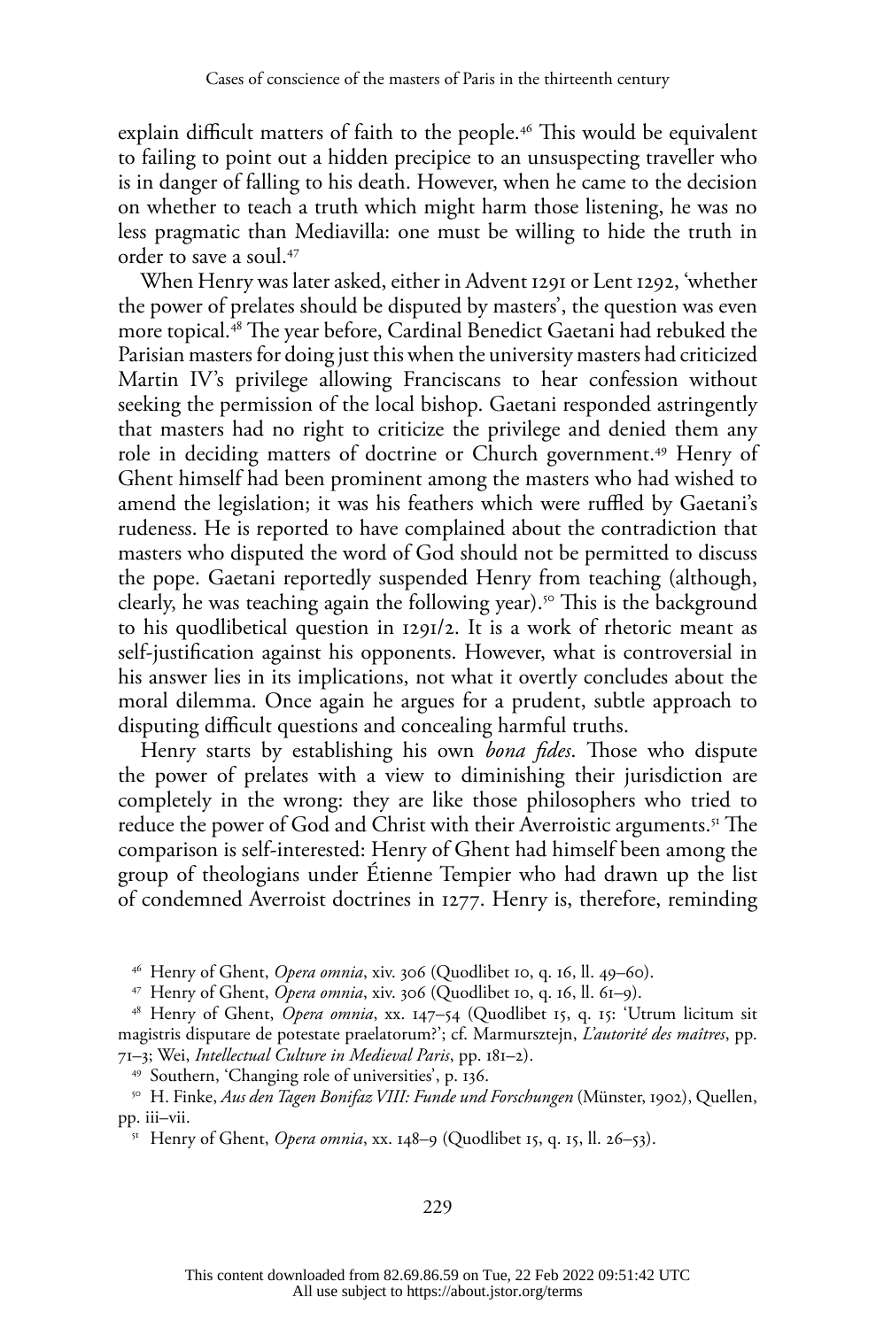explain difficult matters of faith to the people.[46] This would be equivalent to failing to point out a hidden precipice to an unsuspecting traveller who is in danger of falling to his death. However, when he came to the decision on whether to teach a truth which might harm those listening, he was no less pragmatic than Mediavilla: one must be willing to hide the truth in order to save a soul.[47]

When Henry was later asked, either in Advent 1291 or Lent 1292, 'whether the power of prelates should be disputed by masters', the question was even more topical.[48] The year before, Cardinal Benedict Gaetani had rebuked the Parisian masters for doing just this when the university masters had criticized Martin IV's privilege allowing Franciscans to hear confession without seeking the permission of the local bishop. Gaetani responded astringently that masters had no right to criticize the privilege and denied them any role in deciding matters of doctrine or Church government.[49] Henry of Ghent himself had been prominent among the masters who had wished to amend the legislation; it was his feathers which were ruffled by Gaetani's rudeness. He is reported to have complained about the contradiction that masters who disputed the word of God should not be permitted to discuss the pope. Gaetani reportedly suspended Henry from teaching (although, clearly, he was teaching again the following year).[50] This is the background to his quodlibetical question in 1291/2. It is a work of rhetoric meant as self-justification against his opponents. However, what is controversial in his answer lies in its implications, not what it overtly concludes about the moral dilemma. Once again he argues for a prudent, subtle approach to disputing difficult questions and concealing harmful truths.

Henry starts by establishing his own *bona fides*. Those who dispute the power of prelates with a view to diminishing their jurisdiction are completely in the wrong: they are like those philosophers who tried to reduce the power of God and Christ with their Averroistic arguments.[51] The comparison is self-interested: Henry of Ghent had himself been among the group of theologians under Étienne Tempier who had drawn up the list of condemned Averroist doctrines in 1277. Henry is, therefore, reminding

---

[46] Henry of Ghent, *Opera omnia*, xiv. 306 (Quodlibet 10, q. 16, ll. 49–60).

[47] Henry of Ghent, *Opera omnia*, xiv. 306 (Quodlibet 10, q. 16, ll. 61–9).

[48] Henry of Ghent, *Opera omnia*, xx. 147–54 (Quodlibet 15, q. 15: 'Utrum licitum sit magistris disputare de potestate praelatorum?'; cf. Marmursztejn, *L'autorité des maîtres*, pp. 71–3; Wei, *Intellectual Culture in Medieval Paris*, pp. 181–2).

[49] Southern, 'Changing role of universities', p. 136.

[50] H. Finke, *Aus den Tagen Bonifaz VIII: Funde und Forschungen* (Münster, 1902), Quellen, pp. iii–vii.

[51] Henry of Ghent, *Opera omnia*, xx. 148–9 (Quodlibet 15, q. 15, ll. 26–53).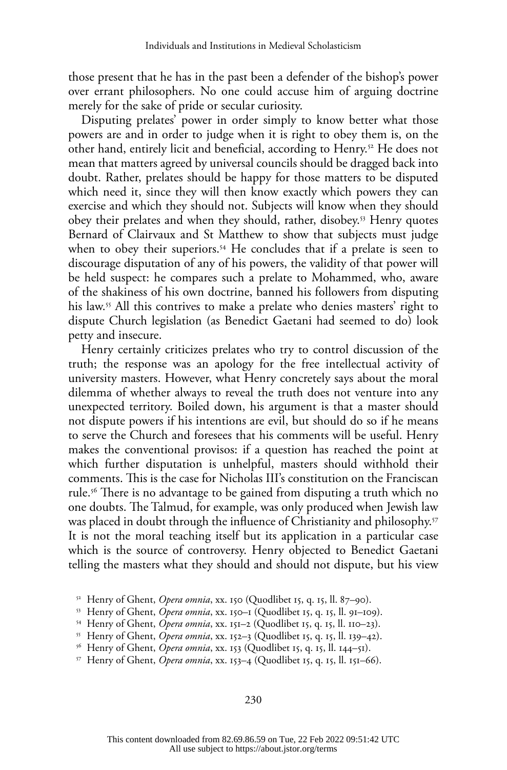those present that he has in the past been a defender of the bishop's power over errant philosophers. No one could accuse him of arguing doctrine merely for the sake of pride or secular curiosity.

Disputing prelates' power in order simply to know better what those powers are and in order to judge when it is right to obey them is, on the other hand, entirely licit and beneficial, according to Henry.[52] He does not mean that matters agreed by universal councils should be dragged back into doubt. Rather, prelates should be happy for those matters to be disputed which need it, since they will then know exactly which powers they can exercise and which they should not. Subjects will know when they should obey their prelates and when they should, rather, disobey.[53] Henry quotes Bernard of Clairvaux and St Matthew to show that subjects must judge when to obey their superiors.[54] He concludes that if a prelate is seen to discourage disputation of any of his powers, the validity of that power will be held suspect: he compares such a prelate to Mohammed, who, aware of the shakiness of his own doctrine, banned his followers from disputing his law.[55] All this contrives to make a prelate who denies masters' right to dispute Church legislation (as Benedict Gaetani had seemed to do) look petty and insecure.

Henry certainly criticizes prelates who try to control discussion of the truth; the response was an apology for the free intellectual activity of university masters. However, what Henry concretely says about the moral dilemma of whether always to reveal the truth does not venture into any unexpected territory. Boiled down, his argument is that a master should not dispute powers if his intentions are evil, but should do so if he means to serve the Church and foresees that his comments will be useful. Henry makes the conventional provisos: if a question has reached the point at which further disputation is unhelpful, masters should withhold their comments. This is the case for Nicholas III's constitution on the Franciscan rule.[56] There is no advantage to be gained from disputing a truth which no one doubts. The Talmud, for example, was only produced when Jewish law was placed in doubt through the influence of Christianity and philosophy.[57] It is not the moral teaching itself but its application in a particular case which is the source of controversy. Henry objected to Benedict Gaetani telling the masters what they should and should not dispute, but his view

[52] Henry of Ghent, *Opera omnia*, xx. 150 (Quodlibet 15, q. 15, ll. 87–90).

[53] Henry of Ghent, *Opera omnia*, xx. 150–1 (Quodlibet 15, q. 15, ll. 91–109).

[54] Henry of Ghent, *Opera omnia*, xx. 151–2 (Quodlibet 15, q. 15, ll. 110–23).

[55] Henry of Ghent, *Opera omnia*, xx. 152–3 (Quodlibet 15, q. 15, ll. 139–42).

[56] Henry of Ghent, *Opera omnia*, xx. 153 (Quodlibet 15, q. 15, ll. 144–51).

[57] Henry of Ghent, *Opera omnia*, xx. 153–4 (Quodlibet 15, q. 15, ll. 151–66).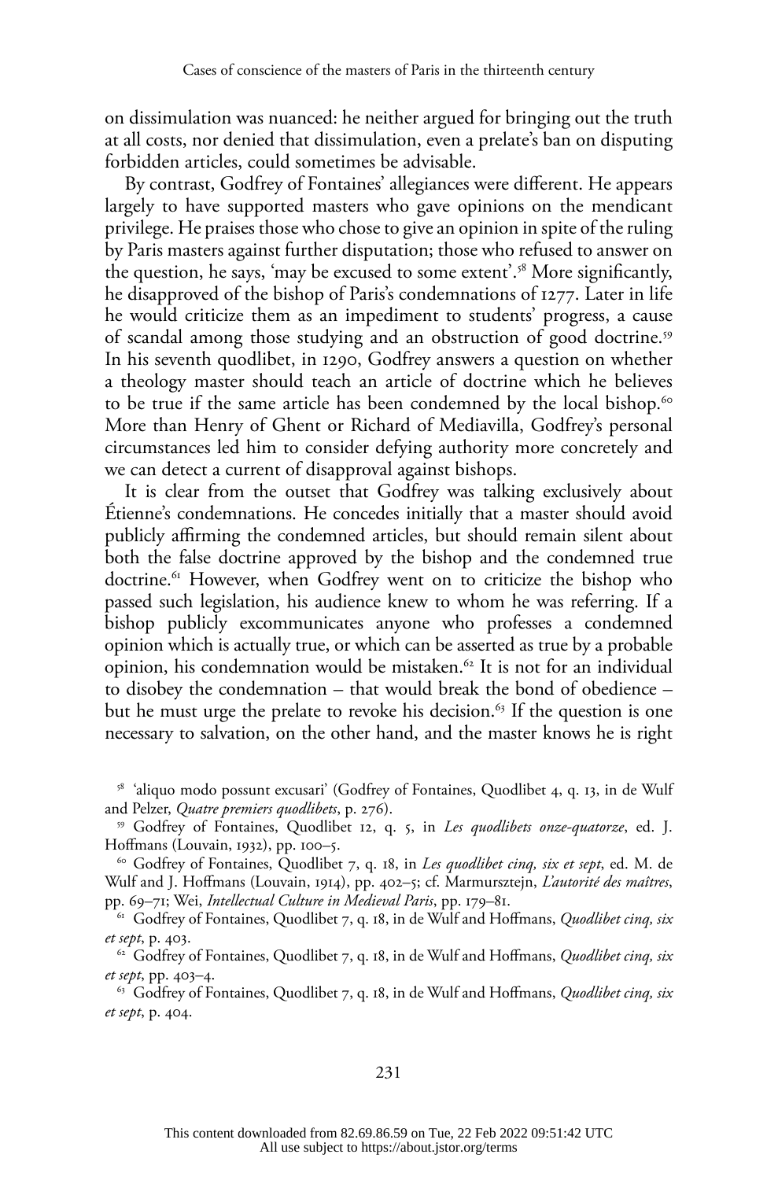on dissimulation was nuanced: he neither argued for bringing out the truth at all costs, nor denied that dissimulation, even a prelate's ban on disputing forbidden articles, could sometimes be advisable.

By contrast, Godfrey of Fontaines' allegiances were different. He appears largely to have supported masters who gave opinions on the mendicant privilege. He praises those who chose to give an opinion in spite of the ruling by Paris masters against further disputation; those who refused to answer on the question, he says, 'may be excused to some extent'.[58] More significantly, he disapproved of the bishop of Paris's condemnations of 1277. Later in life he would criticize them as an impediment to students' progress, a cause of scandal among those studying and an obstruction of good doctrine.[59] In his seventh quodlibet, in 1290, Godfrey answers a question on whether a theology master should teach an article of doctrine which he believes to be true if the same article has been condemned by the local bishop.[60] More than Henry of Ghent or Richard of Mediavilla, Godfrey's personal circumstances led him to consider defying authority more concretely and we can detect a current of disapproval against bishops.

It is clear from the outset that Godfrey was talking exclusively about Étienne's condemnations. He concedes initially that a master should avoid publicly affirming the condemned articles, but should remain silent about both the false doctrine approved by the bishop and the condemned true doctrine.[61] However, when Godfrey went on to criticize the bishop who passed such legislation, his audience knew to whom he was referring. If a bishop publicly excommunicates anyone who professes a condemned opinion which is actually true, or which can be asserted as true by a probable opinion, his condemnation would be mistaken.[62] It is not for an individual to disobey the condemnation – that would break the bond of obedience – but he must urge the prelate to revoke his decision.[63] If the question is one necessary to salvation, on the other hand, and the master knows he is right

[58] 'aliquo modo possunt excusari' (Godfrey of Fontaines, Quodlibet 4, q. 13, in de Wulf and Pelzer, *Quatre premiers quodlibets*, p. 276).

[59] Godfrey of Fontaines, Quodlibet 12, q. 5, in *Les quodlibets onze-quatorze*, ed. J. Hoffmans (Louvain, 1932), pp. 100–5.

[60] Godfrey of Fontaines, Quodlibet 7, q. 18, in *Les quodlibet cinq, six et sept*, ed. M. de Wulf and J. Hoffmans (Louvain, 1914), pp. 402–5; cf. Marmursztejn, *L'autorité des maîtres*, pp. 69–71; Wei, *Intellectual Culture in Medieval Paris*, pp. 179–81.

[61] Godfrey of Fontaines, Quodlibet 7, q. 18, in de Wulf and Hoffmans, *Quodlibet cinq, six et sept*, p. 403.

[62] Godfrey of Fontaines, Quodlibet 7, q. 18, in de Wulf and Hoffmans, *Quodlibet cinq, six et sept*, pp. 403–4.

[63] Godfrey of Fontaines, Quodlibet 7, q. 18, in de Wulf and Hoffmans, *Quodlibet cinq, six et sept*, p. 404.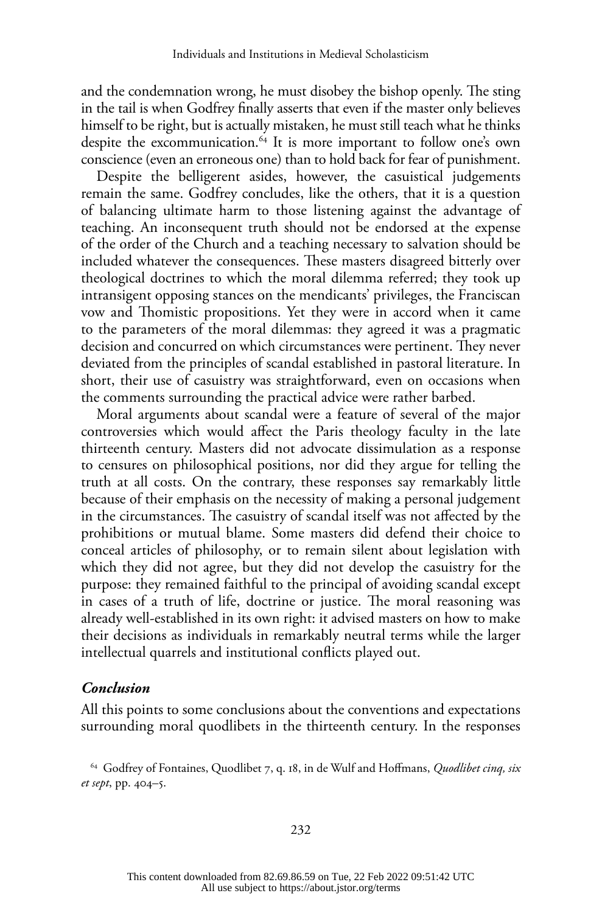and the condemnation wrong, he must disobey the bishop openly. The sting in the tail is when Godfrey finally asserts that even if the master only believes himself to be right, but is actually mistaken, he must still teach what he thinks despite the excommunication.[64] It is more important to follow one's own conscience (even an erroneous one) than to hold back for fear of punishment.

Despite the belligerent asides, however, the casuistical judgements remain the same. Godfrey concludes, like the others, that it is a question of balancing ultimate harm to those listening against the advantage of teaching. An inconsequent truth should not be endorsed at the expense of the order of the Church and a teaching necessary to salvation should be included whatever the consequences. These masters disagreed bitterly over theological doctrines to which the moral dilemma referred; they took up intransigent opposing stances on the mendicants' privileges, the Franciscan vow and Thomistic propositions. Yet they were in accord when it came to the parameters of the moral dilemmas: they agreed it was a pragmatic decision and concurred on which circumstances were pertinent. They never deviated from the principles of scandal established in pastoral literature. In short, their use of casuistry was straightforward, even on occasions when the comments surrounding the practical advice were rather barbed.

Moral arguments about scandal were a feature of several of the major controversies which would affect the Paris theology faculty in the late thirteenth century. Masters did not advocate dissimulation as a response to censures on philosophical positions, nor did they argue for telling the truth at all costs. On the contrary, these responses say remarkably little because of their emphasis on the necessity of making a personal judgement in the circumstances. The casuistry of scandal itself was not affected by the prohibitions or mutual blame. Some masters did defend their choice to conceal articles of philosophy, or to remain silent about legislation with which they did not agree, but they did not develop the casuistry for the purpose: they remained faithful to the principal of avoiding scandal except in cases of a truth of life, doctrine or justice. The moral reasoning was already well-established in its own right: it advised masters on how to make their decisions as individuals in remarkably neutral terms while the larger intellectual quarrels and institutional conflicts played out.

### *Conclusion*

All this points to some conclusions about the conventions and expectations surrounding moral quodlibets in the thirteenth century. In the responses

[64] Godfrey of Fontaines, Quodlibet 7, q. 18, in de Wulf and Hoffmans, *Quodlibet cinq, six et sept*, pp. 404–5.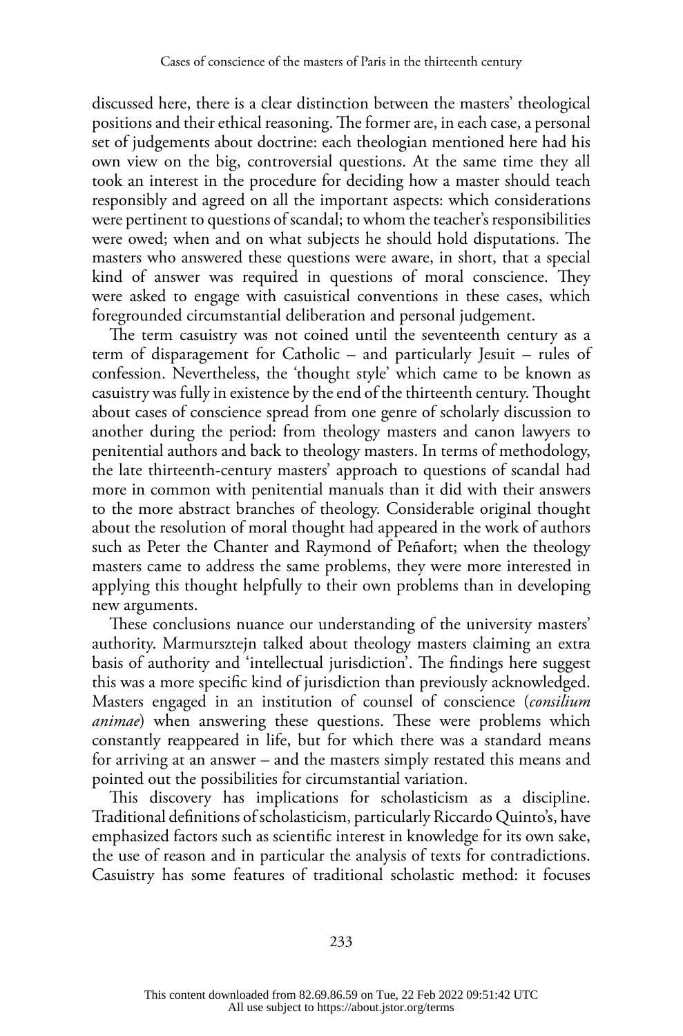discussed here, there is a clear distinction between the masters' theological positions and their ethical reasoning. The former are, in each case, a personal set of judgements about doctrine: each theologian mentioned here had his own view on the big, controversial questions. At the same time they all took an interest in the procedure for deciding how a master should teach responsibly and agreed on all the important aspects: which considerations were pertinent to questions of scandal; to whom the teacher's responsibilities were owed; when and on what subjects he should hold disputations. The masters who answered these questions were aware, in short, that a special kind of answer was required in questions of moral conscience. They were asked to engage with casuistical conventions in these cases, which foregrounded circumstantial deliberation and personal judgement.

The term casuistry was not coined until the seventeenth century as a term of disparagement for Catholic – and particularly Jesuit – rules of confession. Nevertheless, the 'thought style' which came to be known as casuistry was fully in existence by the end of the thirteenth century. Thought about cases of conscience spread from one genre of scholarly discussion to another during the period: from theology masters and canon lawyers to penitential authors and back to theology masters. In terms of methodology, the late thirteenth-century masters' approach to questions of scandal had more in common with penitential manuals than it did with their answers to the more abstract branches of theology. Considerable original thought about the resolution of moral thought had appeared in the work of authors such as Peter the Chanter and Raymond of Peñafort; when the theology masters came to address the same problems, they were more interested in applying this thought helpfully to their own problems than in developing new arguments.

These conclusions nuance our understanding of the university masters' authority. Marmursztejn talked about theology masters claiming an extra basis of authority and 'intellectual jurisdiction'. The findings here suggest this was a more specific kind of jurisdiction than previously acknowledged. Masters engaged in an institution of counsel of conscience (*consilium animae*) when answering these questions. These were problems which constantly reappeared in life, but for which there was a standard means for arriving at an answer – and the masters simply restated this means and pointed out the possibilities for circumstantial variation.

This discovery has implications for scholasticism as a discipline. Traditional definitions of scholasticism, particularly Riccardo Quinto's, have emphasized factors such as scientific interest in knowledge for its own sake, the use of reason and in particular the analysis of texts for contradictions. Casuistry has some features of traditional scholastic method: it focuses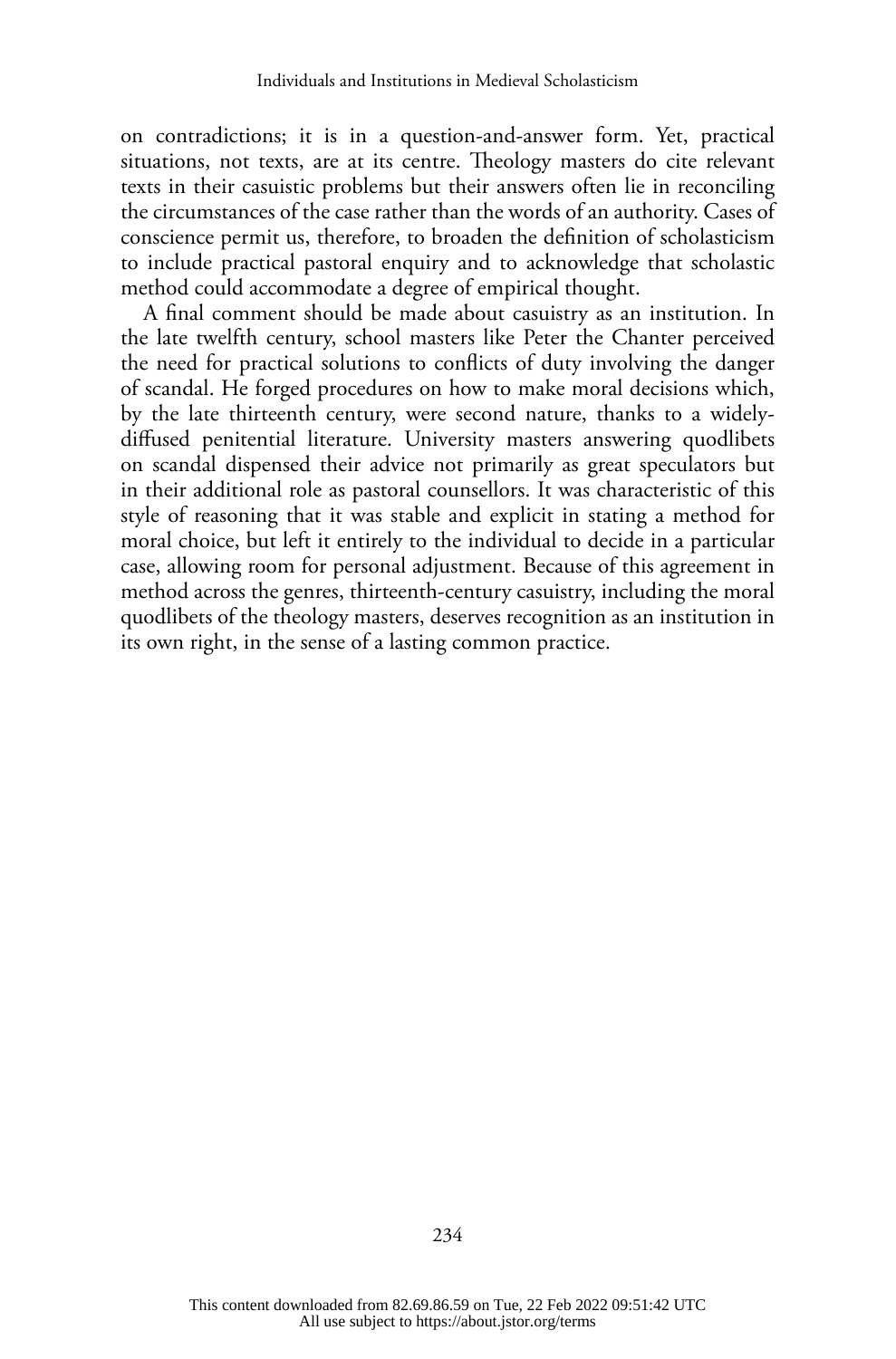on contradictions; it is in a question-and-answer form. Yet, practical situations, not texts, are at its centre. Theology masters do cite relevant texts in their casuistic problems but their answers often lie in reconciling the circumstances of the case rather than the words of an authority. Cases of conscience permit us, therefore, to broaden the definition of scholasticism to include practical pastoral enquiry and to acknowledge that scholastic method could accommodate a degree of empirical thought.

A final comment should be made about casuistry as an institution. In the late twelfth century, school masters like Peter the Chanter perceived the need for practical solutions to conflicts of duty involving the danger of scandal. He forged procedures on how to make moral decisions which, by the late thirteenth century, were second nature, thanks to a widely-diffused penitential literature. University masters answering quodlibets on scandal dispensed their advice not primarily as great speculators but in their additional role as pastoral counsellors. It was characteristic of this style of reasoning that it was stable and explicit in stating a method for moral choice, but left it entirely to the individual to decide in a particular case, allowing room for personal adjustment. Because of this agreement in method across the genres, thirteenth-century casuistry, including the moral quodlibets of the theology masters, deserves recognition as an institution in its own right, in the sense of a lasting common practice.